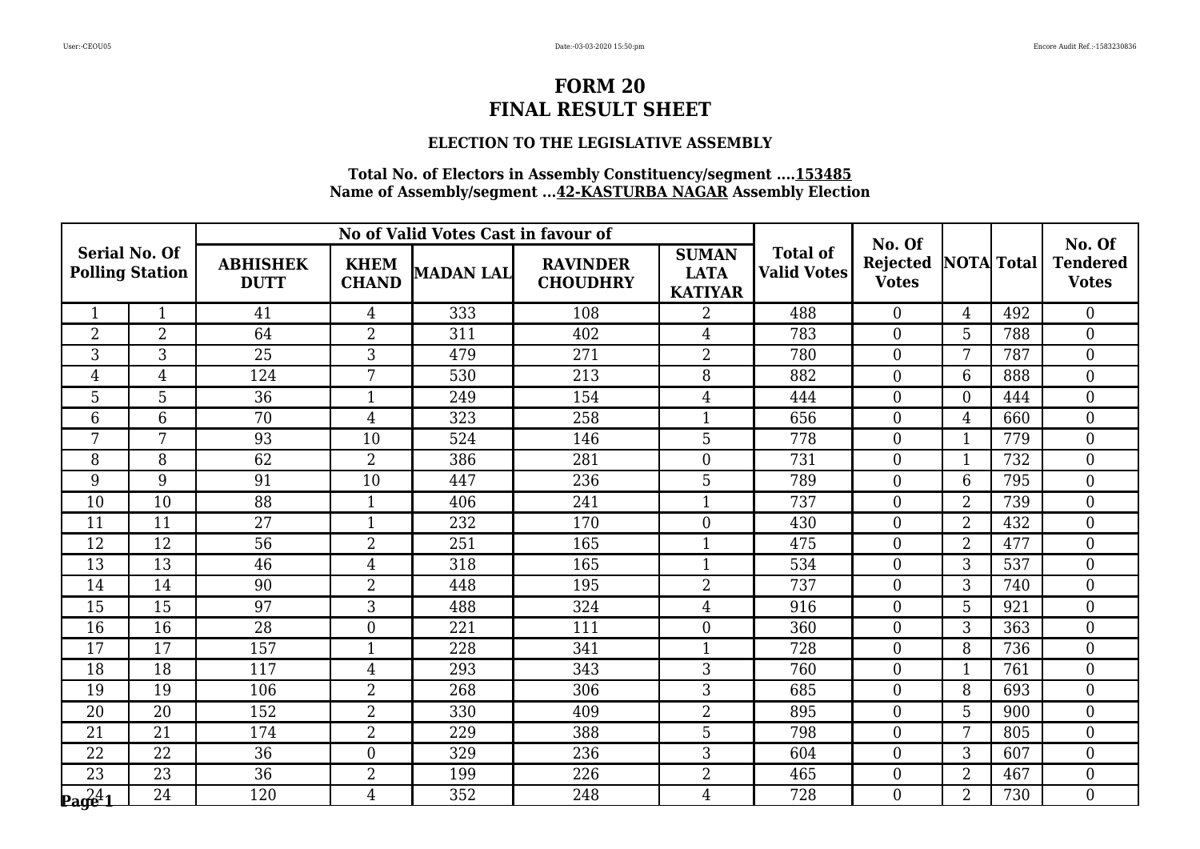# FORM 20
# FINAL RESULT SHEET

### ELECTION TO THE LEGISLATIVE ASSEMBLY

**Total No. of Electors in Assembly Constituency/segment ....153485**
**Name of Assembly/segment ...42-KASTURBA NAGAR Assembly Election**

| Serial No. Of Polling Station | | No of Valid Votes Cast in favour of | | | | | Total of Valid Votes | No. Of Rejected Votes | NOTA | Total | No. Of Tendered Votes |
|---|---|---|---|---|---|---|---|---|---|---|---|
| | | ABHISHEK DUTT | KHEM CHAND | MADAN LAL | RAVINDER CHOUDHRY | SUMAN LATA KATIYAR | | | | | |
| 1 | 1 | 41 | 4 | 333 | 108 | 2 | 488 | 0 | 4 | 492 | 0 |
| 2 | 2 | 64 | 2 | 311 | 402 | 4 | 783 | 0 | 5 | 788 | 0 |
| 3 | 3 | 25 | 3 | 479 | 271 | 2 | 780 | 0 | 7 | 787 | 0 |
| 4 | 4 | 124 | 7 | 530 | 213 | 8 | 882 | 0 | 6 | 888 | 0 |
| 5 | 5 | 36 | 1 | 249 | 154 | 4 | 444 | 0 | 0 | 444 | 0 |
| 6 | 6 | 70 | 4 | 323 | 258 | 1 | 656 | 0 | 4 | 660 | 0 |
| 7 | 7 | 93 | 10 | 524 | 146 | 5 | 778 | 0 | 1 | 779 | 0 |
| 8 | 8 | 62 | 2 | 386 | 281 | 0 | 731 | 0 | 1 | 732 | 0 |
| 9 | 9 | 91 | 10 | 447 | 236 | 5 | 789 | 0 | 6 | 795 | 0 |
| 10 | 10 | 88 | 1 | 406 | 241 | 1 | 737 | 0 | 2 | 739 | 0 |
| 11 | 11 | 27 | 1 | 232 | 170 | 0 | 430 | 0 | 2 | 432 | 0 |
| 12 | 12 | 56 | 2 | 251 | 165 | 1 | 475 | 0 | 2 | 477 | 0 |
| 13 | 13 | 46 | 4 | 318 | 165 | 1 | 534 | 0 | 3 | 537 | 0 |
| 14 | 14 | 90 | 2 | 448 | 195 | 2 | 737 | 0 | 3 | 740 | 0 |
| 15 | 15 | 97 | 3 | 488 | 324 | 4 | 916 | 0 | 5 | 921 | 0 |
| 16 | 16 | 28 | 0 | 221 | 111 | 0 | 360 | 0 | 3 | 363 | 0 |
| 17 | 17 | 157 | 1 | 228 | 341 | 1 | 728 | 0 | 8 | 736 | 0 |
| 18 | 18 | 117 | 4 | 293 | 343 | 3 | 760 | 0 | 1 | 761 | 0 |
| 19 | 19 | 106 | 2 | 268 | 306 | 3 | 685 | 0 | 8 | 693 | 0 |
| 20 | 20 | 152 | 2 | 330 | 409 | 2 | 895 | 0 | 5 | 900 | 0 |
| 21 | 21 | 174 | 2 | 229 | 388 | 5 | 798 | 0 | 7 | 805 | 0 |
| 22 | 22 | 36 | 0 | 329 | 236 | 3 | 604 | 0 | 3 | 607 | 0 |
| 23 | 23 | 36 | 2 | 199 | 226 | 2 | 465 | 0 | 2 | 467 | 0 |
| 24 | 24 | 120 | 4 | 352 | 248 | 4 | 728 | 0 | 2 | 730 | 0 |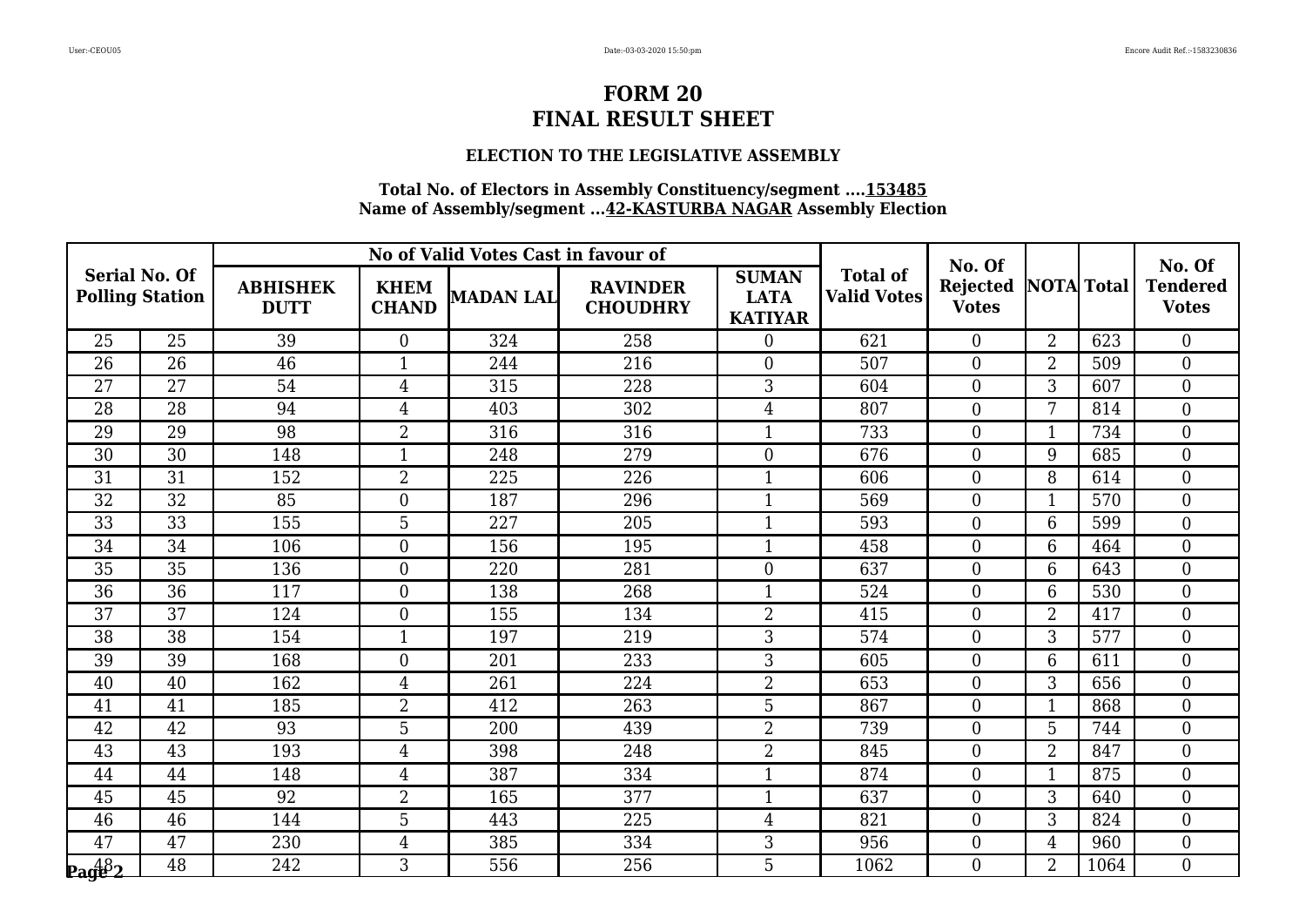# FORM 20
# FINAL RESULT SHEET

### ELECTION TO THE LEGISLATIVE ASSEMBLY

**Total No. of Electors in Assembly Constituency/segment ....153485**
**Name of Assembly/segment ...42-KASTURBA NAGAR Assembly Election**

| Serial No. Of Polling Station | | No of Valid Votes Cast in favour of | | | | | Total of Valid Votes | No. Of Rejected Votes | NOTA | Total | No. Of Tendered Votes |
|---|---|---|---|---|---|---|---|---|---|---|---|
| | | ABHISHEK DUTT | KHEM CHAND | MADAN LAL | RAVINDER CHOUDHRY | SUMAN LATA KATIYAR | | | | | |
| 25 | 25 | 39 | 0 | 324 | 258 | 0 | 621 | 0 | 2 | 623 | 0 |
| 26 | 26 | 46 | 1 | 244 | 216 | 0 | 507 | 0 | 2 | 509 | 0 |
| 27 | 27 | 54 | 4 | 315 | 228 | 3 | 604 | 0 | 3 | 607 | 0 |
| 28 | 28 | 94 | 4 | 403 | 302 | 4 | 807 | 0 | 7 | 814 | 0 |
| 29 | 29 | 98 | 2 | 316 | 316 | 1 | 733 | 0 | 1 | 734 | 0 |
| 30 | 30 | 148 | 1 | 248 | 279 | 0 | 676 | 0 | 9 | 685 | 0 |
| 31 | 31 | 152 | 2 | 225 | 226 | 1 | 606 | 0 | 8 | 614 | 0 |
| 32 | 32 | 85 | 0 | 187 | 296 | 1 | 569 | 0 | 1 | 570 | 0 |
| 33 | 33 | 155 | 5 | 227 | 205 | 1 | 593 | 0 | 6 | 599 | 0 |
| 34 | 34 | 106 | 0 | 156 | 195 | 1 | 458 | 0 | 6 | 464 | 0 |
| 35 | 35 | 136 | 0 | 220 | 281 | 0 | 637 | 0 | 6 | 643 | 0 |
| 36 | 36 | 117 | 0 | 138 | 268 | 1 | 524 | 0 | 6 | 530 | 0 |
| 37 | 37 | 124 | 0 | 155 | 134 | 2 | 415 | 0 | 2 | 417 | 0 |
| 38 | 38 | 154 | 1 | 197 | 219 | 3 | 574 | 0 | 3 | 577 | 0 |
| 39 | 39 | 168 | 0 | 201 | 233 | 3 | 605 | 0 | 6 | 611 | 0 |
| 40 | 40 | 162 | 4 | 261 | 224 | 2 | 653 | 0 | 3 | 656 | 0 |
| 41 | 41 | 185 | 2 | 412 | 263 | 5 | 867 | 0 | 1 | 868 | 0 |
| 42 | 42 | 93 | 5 | 200 | 439 | 2 | 739 | 0 | 5 | 744 | 0 |
| 43 | 43 | 193 | 4 | 398 | 248 | 2 | 845 | 0 | 2 | 847 | 0 |
| 44 | 44 | 148 | 4 | 387 | 334 | 1 | 874 | 0 | 1 | 875 | 0 |
| 45 | 45 | 92 | 2 | 165 | 377 | 1 | 637 | 0 | 3 | 640 | 0 |
| 46 | 46 | 144 | 5 | 443 | 225 | 4 | 821 | 0 | 3 | 824 | 0 |
| 47 | 47 | 230 | 4 | 385 | 334 | 3 | 956 | 0 | 4 | 960 | 0 |
| 48 | 48 | 242 | 3 | 556 | 256 | 5 | 1062 | 0 | 2 | 1064 | 0 |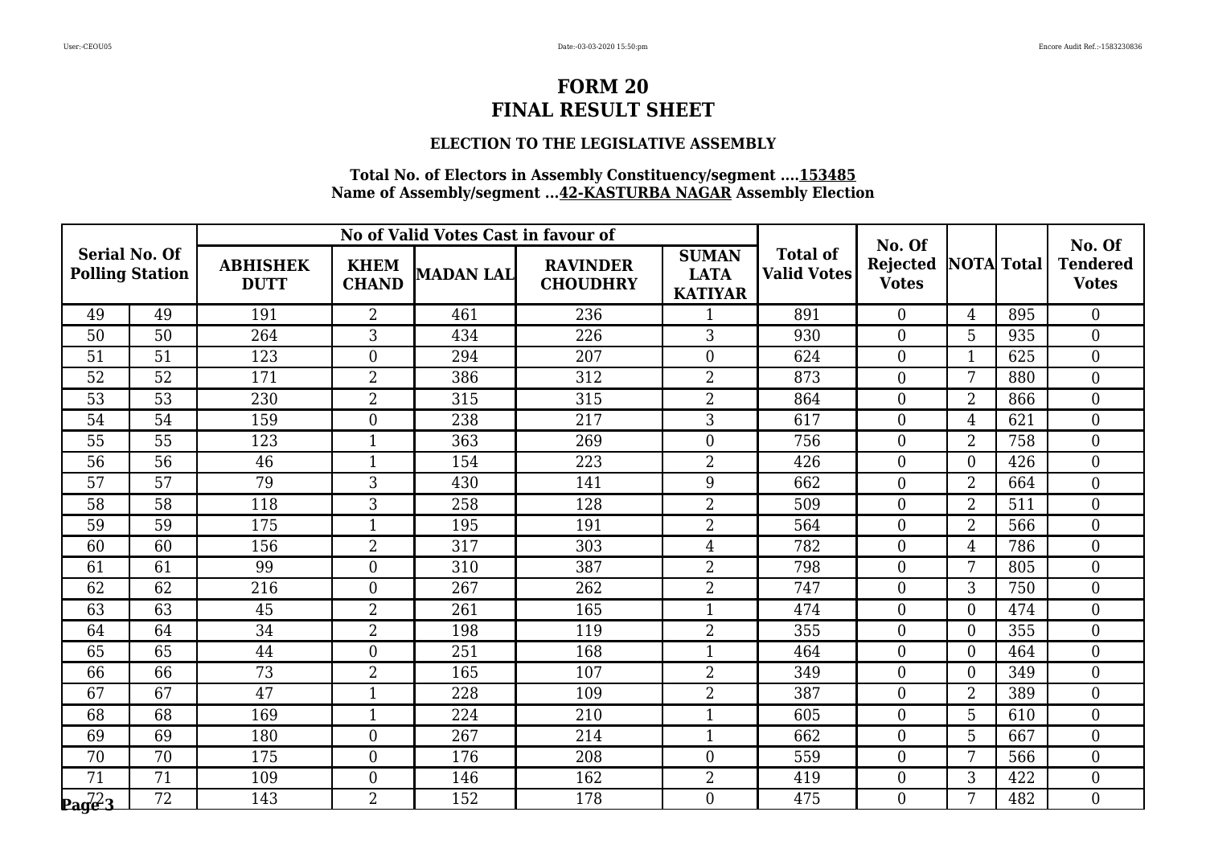# FORM 20
# FINAL RESULT SHEET

### ELECTION TO THE LEGISLATIVE ASSEMBLY

**Total No. of Electors in Assembly Constituency/segment ....153485**
**Name of Assembly/segment ...42-KASTURBA NAGAR Assembly Election**

| Serial No. Of Polling Station | | No of Valid Votes Cast in favour of | | | | | Total of Valid Votes | No. Of Rejected Votes | NOTA | Total | No. Of Tendered Votes |
|---|---|---|---|---|---|---|---|---|---|---|---|
| | | ABHISHEK DUTT | KHEM CHAND | MADAN LAL | RAVINDER CHOUDHRY | SUMAN LATA KATIYAR | | | | | |
| 49 | 49 | 191 | 2 | 461 | 236 | 1 | 891 | 0 | 4 | 895 | 0 |
| 50 | 50 | 264 | 3 | 434 | 226 | 3 | 930 | 0 | 5 | 935 | 0 |
| 51 | 51 | 123 | 0 | 294 | 207 | 0 | 624 | 0 | 1 | 625 | 0 |
| 52 | 52 | 171 | 2 | 386 | 312 | 2 | 873 | 0 | 7 | 880 | 0 |
| 53 | 53 | 230 | 2 | 315 | 315 | 2 | 864 | 0 | 2 | 866 | 0 |
| 54 | 54 | 159 | 0 | 238 | 217 | 3 | 617 | 0 | 4 | 621 | 0 |
| 55 | 55 | 123 | 1 | 363 | 269 | 0 | 756 | 0 | 2 | 758 | 0 |
| 56 | 56 | 46 | 1 | 154 | 223 | 2 | 426 | 0 | 0 | 426 | 0 |
| 57 | 57 | 79 | 3 | 430 | 141 | 9 | 662 | 0 | 2 | 664 | 0 |
| 58 | 58 | 118 | 3 | 258 | 128 | 2 | 509 | 0 | 2 | 511 | 0 |
| 59 | 59 | 175 | 1 | 195 | 191 | 2 | 564 | 0 | 2 | 566 | 0 |
| 60 | 60 | 156 | 2 | 317 | 303 | 4 | 782 | 0 | 4 | 786 | 0 |
| 61 | 61 | 99 | 0 | 310 | 387 | 2 | 798 | 0 | 7 | 805 | 0 |
| 62 | 62 | 216 | 0 | 267 | 262 | 2 | 747 | 0 | 3 | 750 | 0 |
| 63 | 63 | 45 | 2 | 261 | 165 | 1 | 474 | 0 | 0 | 474 | 0 |
| 64 | 64 | 34 | 2 | 198 | 119 | 2 | 355 | 0 | 0 | 355 | 0 |
| 65 | 65 | 44 | 0 | 251 | 168 | 1 | 464 | 0 | 0 | 464 | 0 |
| 66 | 66 | 73 | 2 | 165 | 107 | 2 | 349 | 0 | 0 | 349 | 0 |
| 67 | 67 | 47 | 1 | 228 | 109 | 2 | 387 | 0 | 2 | 389 | 0 |
| 68 | 68 | 169 | 1 | 224 | 210 | 1 | 605 | 0 | 5 | 610 | 0 |
| 69 | 69 | 180 | 0 | 267 | 214 | 1 | 662 | 0 | 5 | 667 | 0 |
| 70 | 70 | 175 | 0 | 176 | 208 | 0 | 559 | 0 | 7 | 566 | 0 |
| 71 | 71 | 109 | 0 | 146 | 162 | 2 | 419 | 0 | 3 | 422 | 0 |
| 72 | 72 | 143 | 2 | 152 | 178 | 0 | 475 | 0 | 7 | 482 | 0 |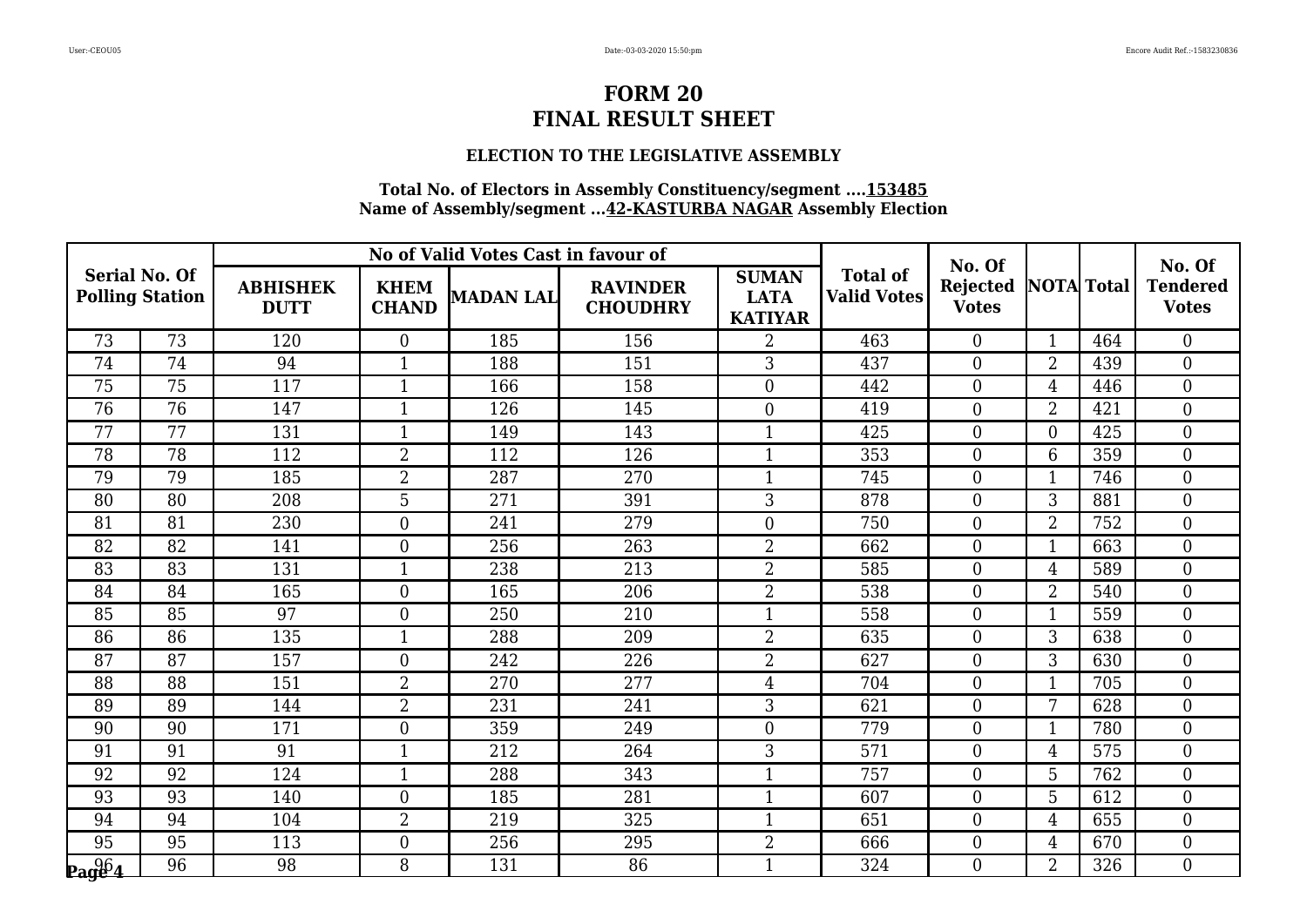# FORM 20
# FINAL RESULT SHEET

### ELECTION TO THE LEGISLATIVE ASSEMBLY

**Total No. of Electors in Assembly Constituency/segment ....153485**
**Name of Assembly/segment ...42-KASTURBA NAGAR Assembly Election**

| Serial No. Of Polling Station | | No of Valid Votes Cast in favour of | | | | | Total of Valid Votes | No. Of Rejected Votes | NOTA | Total | No. Of Tendered Votes |
|---|---|---|---|---|---|---|---|---|---|---|---|
| | | ABHISHEK DUTT | KHEM CHAND | MADAN LAL | RAVINDER CHOUDHRY | SUMAN LATA KATIYAR | | | | | |
| 73 | 73 | 120 | 0 | 185 | 156 | 2 | 463 | 0 | 1 | 464 | 0 |
| 74 | 74 | 94 | 1 | 188 | 151 | 3 | 437 | 0 | 2 | 439 | 0 |
| 75 | 75 | 117 | 1 | 166 | 158 | 0 | 442 | 0 | 4 | 446 | 0 |
| 76 | 76 | 147 | 1 | 126 | 145 | 0 | 419 | 0 | 2 | 421 | 0 |
| 77 | 77 | 131 | 1 | 149 | 143 | 1 | 425 | 0 | 0 | 425 | 0 |
| 78 | 78 | 112 | 2 | 112 | 126 | 1 | 353 | 0 | 6 | 359 | 0 |
| 79 | 79 | 185 | 2 | 287 | 270 | 1 | 745 | 0 | 1 | 746 | 0 |
| 80 | 80 | 208 | 5 | 271 | 391 | 3 | 878 | 0 | 3 | 881 | 0 |
| 81 | 81 | 230 | 0 | 241 | 279 | 0 | 750 | 0 | 2 | 752 | 0 |
| 82 | 82 | 141 | 0 | 256 | 263 | 2 | 662 | 0 | 1 | 663 | 0 |
| 83 | 83 | 131 | 1 | 238 | 213 | 2 | 585 | 0 | 4 | 589 | 0 |
| 84 | 84 | 165 | 0 | 165 | 206 | 2 | 538 | 0 | 2 | 540 | 0 |
| 85 | 85 | 97 | 0 | 250 | 210 | 1 | 558 | 0 | 1 | 559 | 0 |
| 86 | 86 | 135 | 1 | 288 | 209 | 2 | 635 | 0 | 3 | 638 | 0 |
| 87 | 87 | 157 | 0 | 242 | 226 | 2 | 627 | 0 | 3 | 630 | 0 |
| 88 | 88 | 151 | 2 | 270 | 277 | 4 | 704 | 0 | 1 | 705 | 0 |
| 89 | 89 | 144 | 2 | 231 | 241 | 3 | 621 | 0 | 7 | 628 | 0 |
| 90 | 90 | 171 | 0 | 359 | 249 | 0 | 779 | 0 | 1 | 780 | 0 |
| 91 | 91 | 91 | 1 | 212 | 264 | 3 | 571 | 0 | 4 | 575 | 0 |
| 92 | 92 | 124 | 1 | 288 | 343 | 1 | 757 | 0 | 5 | 762 | 0 |
| 93 | 93 | 140 | 0 | 185 | 281 | 1 | 607 | 0 | 5 | 612 | 0 |
| 94 | 94 | 104 | 2 | 219 | 325 | 1 | 651 | 0 | 4 | 655 | 0 |
| 95 | 95 | 113 | 0 | 256 | 295 | 2 | 666 | 0 | 4 | 670 | 0 |
| 96 | 96 | 98 | 8 | 131 | 86 | 1 | 324 | 0 | 2 | 326 | 0 |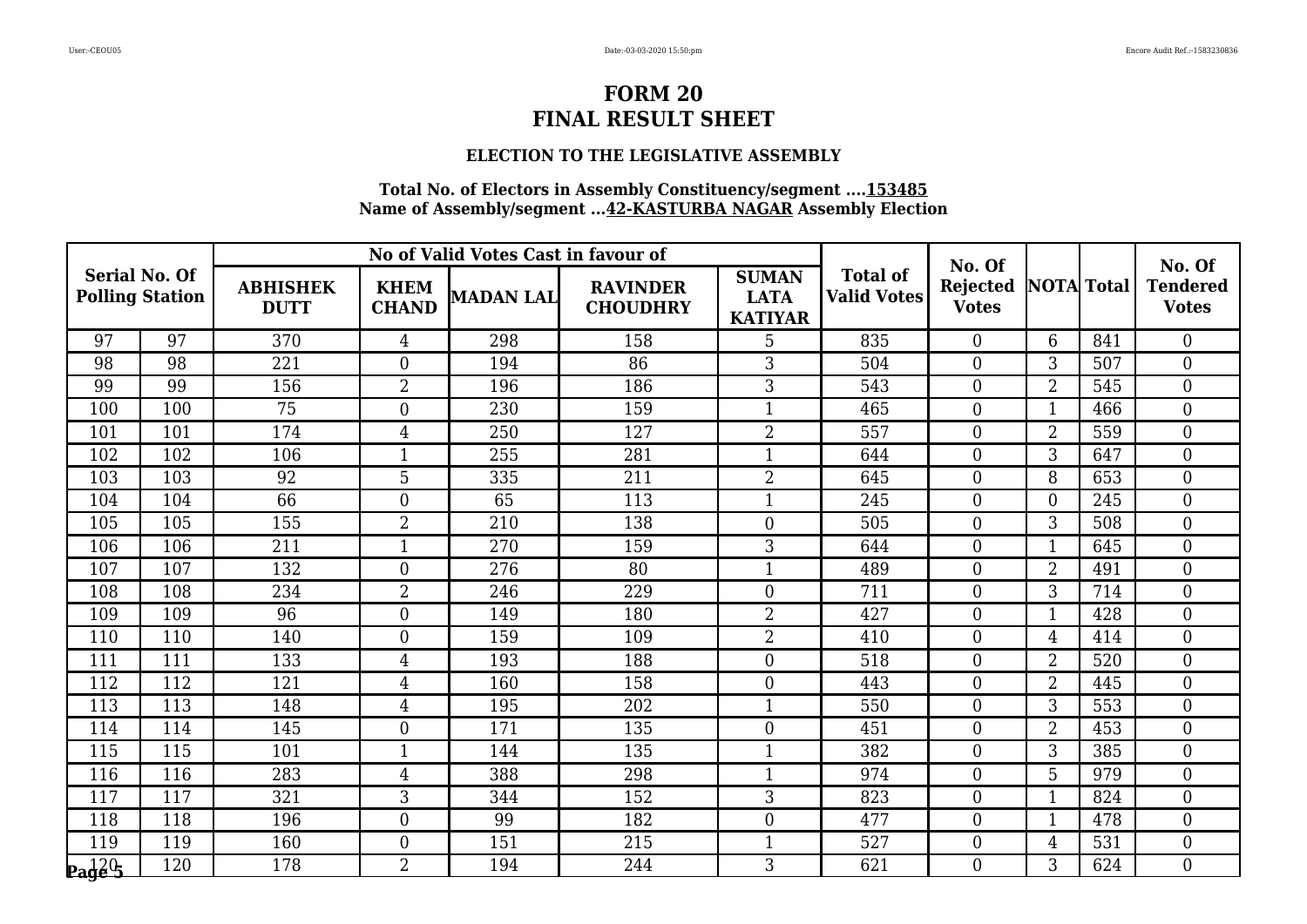# FORM 20
# FINAL RESULT SHEET

### ELECTION TO THE LEGISLATIVE ASSEMBLY

**Total No. of Electors in Assembly Constituency/segment ....153485**
**Name of Assembly/segment ...42-KASTURBA NAGAR Assembly Election**

| Serial No. Of Polling Station | | No of Valid Votes Cast in favour of | | | | | Total of Valid Votes | No. Of Rejected Votes | NOTA | Total | No. Of Tendered Votes |
|---|---|---|---|---|---|---|---|---|---|---|---|
| | | ABHISHEK DUTT | KHEM CHAND | MADAN LAL | RAVINDER CHOUDHRY | SUMAN LATA KATIYAR | | | | | |
| 97 | 97 | 370 | 4 | 298 | 158 | 5 | 835 | 0 | 6 | 841 | 0 |
| 98 | 98 | 221 | 0 | 194 | 86 | 3 | 504 | 0 | 3 | 507 | 0 |
| 99 | 99 | 156 | 2 | 196 | 186 | 3 | 543 | 0 | 2 | 545 | 0 |
| 100 | 100 | 75 | 0 | 230 | 159 | 1 | 465 | 0 | 1 | 466 | 0 |
| 101 | 101 | 174 | 4 | 250 | 127 | 2 | 557 | 0 | 2 | 559 | 0 |
| 102 | 102 | 106 | 1 | 255 | 281 | 1 | 644 | 0 | 3 | 647 | 0 |
| 103 | 103 | 92 | 5 | 335 | 211 | 2 | 645 | 0 | 8 | 653 | 0 |
| 104 | 104 | 66 | 0 | 65 | 113 | 1 | 245 | 0 | 0 | 245 | 0 |
| 105 | 105 | 155 | 2 | 210 | 138 | 0 | 505 | 0 | 3 | 508 | 0 |
| 106 | 106 | 211 | 1 | 270 | 159 | 3 | 644 | 0 | 1 | 645 | 0 |
| 107 | 107 | 132 | 0 | 276 | 80 | 1 | 489 | 0 | 2 | 491 | 0 |
| 108 | 108 | 234 | 2 | 246 | 229 | 0 | 711 | 0 | 3 | 714 | 0 |
| 109 | 109 | 96 | 0 | 149 | 180 | 2 | 427 | 0 | 1 | 428 | 0 |
| 110 | 110 | 140 | 0 | 159 | 109 | 2 | 410 | 0 | 4 | 414 | 0 |
| 111 | 111 | 133 | 4 | 193 | 188 | 0 | 518 | 0 | 2 | 520 | 0 |
| 112 | 112 | 121 | 4 | 160 | 158 | 0 | 443 | 0 | 2 | 445 | 0 |
| 113 | 113 | 148 | 4 | 195 | 202 | 1 | 550 | 0 | 3 | 553 | 0 |
| 114 | 114 | 145 | 0 | 171 | 135 | 0 | 451 | 0 | 2 | 453 | 0 |
| 115 | 115 | 101 | 1 | 144 | 135 | 1 | 382 | 0 | 3 | 385 | 0 |
| 116 | 116 | 283 | 4 | 388 | 298 | 1 | 974 | 0 | 5 | 979 | 0 |
| 117 | 117 | 321 | 3 | 344 | 152 | 3 | 823 | 0 | 1 | 824 | 0 |
| 118 | 118 | 196 | 0 | 99 | 182 | 0 | 477 | 0 | 1 | 478 | 0 |
| 119 | 119 | 160 | 0 | 151 | 215 | 1 | 527 | 0 | 4 | 531 | 0 |
| 120 | 120 | 178 | 2 | 194 | 244 | 3 | 621 | 0 | 3 | 624 | 0 |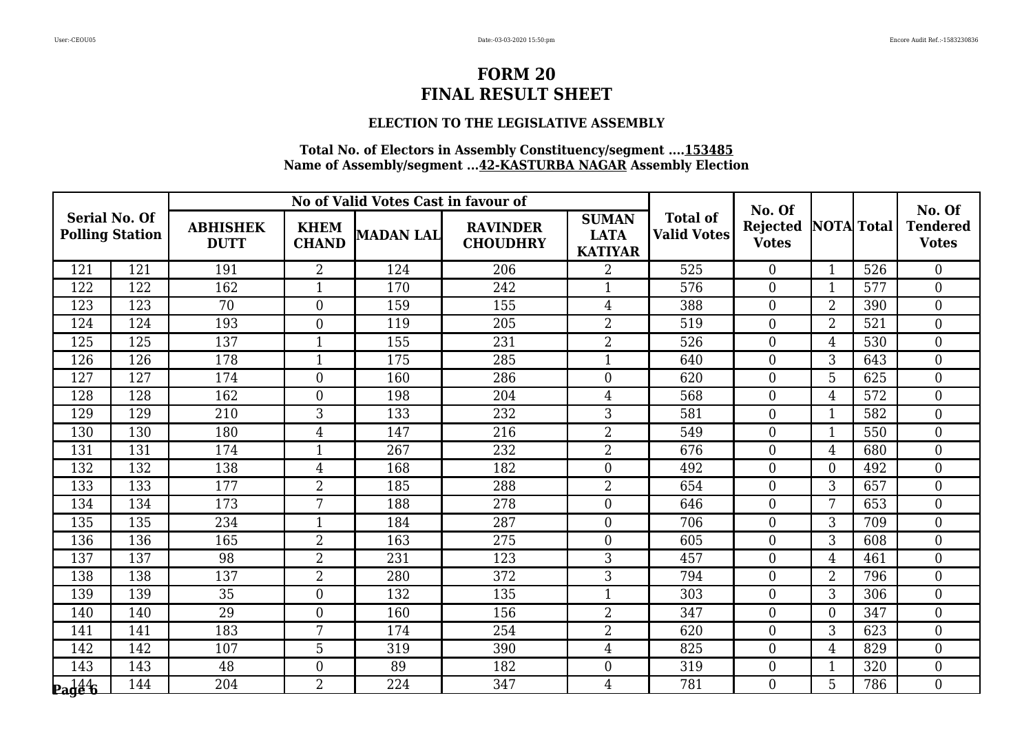# FORM 20
# FINAL RESULT SHEET

### ELECTION TO THE LEGISLATIVE ASSEMBLY

**Total No. of Electors in Assembly Constituency/segment ....153485**
**Name of Assembly/segment ...42-KASTURBA NAGAR Assembly Election**

| Serial No. Of Polling Station | | No of Valid Votes Cast in favour of | | | | | Total of Valid Votes | No. Of Rejected Votes | NOTA | Total | No. Of Tendered Votes |
|---|---|---|---|---|---|---|---|---|---|---|---|
| | | ABHISHEK DUTT | KHEM CHAND | MADAN LAL | RAVINDER CHOUDHRY | SUMAN LATA KATIYAR | | | | | |
| 121 | 121 | 191 | 2 | 124 | 206 | 2 | 525 | 0 | 1 | 526 | 0 |
| 122 | 122 | 162 | 1 | 170 | 242 | 1 | 576 | 0 | 1 | 577 | 0 |
| 123 | 123 | 70 | 0 | 159 | 155 | 4 | 388 | 0 | 2 | 390 | 0 |
| 124 | 124 | 193 | 0 | 119 | 205 | 2 | 519 | 0 | 2 | 521 | 0 |
| 125 | 125 | 137 | 1 | 155 | 231 | 2 | 526 | 0 | 4 | 530 | 0 |
| 126 | 126 | 178 | 1 | 175 | 285 | 1 | 640 | 0 | 3 | 643 | 0 |
| 127 | 127 | 174 | 0 | 160 | 286 | 0 | 620 | 0 | 5 | 625 | 0 |
| 128 | 128 | 162 | 0 | 198 | 204 | 4 | 568 | 0 | 4 | 572 | 0 |
| 129 | 129 | 210 | 3 | 133 | 232 | 3 | 581 | 0 | 1 | 582 | 0 |
| 130 | 130 | 180 | 4 | 147 | 216 | 2 | 549 | 0 | 1 | 550 | 0 |
| 131 | 131 | 174 | 1 | 267 | 232 | 2 | 676 | 0 | 4 | 680 | 0 |
| 132 | 132 | 138 | 4 | 168 | 182 | 0 | 492 | 0 | 0 | 492 | 0 |
| 133 | 133 | 177 | 2 | 185 | 288 | 2 | 654 | 0 | 3 | 657 | 0 |
| 134 | 134 | 173 | 7 | 188 | 278 | 0 | 646 | 0 | 7 | 653 | 0 |
| 135 | 135 | 234 | 1 | 184 | 287 | 0 | 706 | 0 | 3 | 709 | 0 |
| 136 | 136 | 165 | 2 | 163 | 275 | 0 | 605 | 0 | 3 | 608 | 0 |
| 137 | 137 | 98 | 2 | 231 | 123 | 3 | 457 | 0 | 4 | 461 | 0 |
| 138 | 138 | 137 | 2 | 280 | 372 | 3 | 794 | 0 | 2 | 796 | 0 |
| 139 | 139 | 35 | 0 | 132 | 135 | 1 | 303 | 0 | 3 | 306 | 0 |
| 140 | 140 | 29 | 0 | 160 | 156 | 2 | 347 | 0 | 0 | 347 | 0 |
| 141 | 141 | 183 | 7 | 174 | 254 | 2 | 620 | 0 | 3 | 623 | 0 |
| 142 | 142 | 107 | 5 | 319 | 390 | 4 | 825 | 0 | 4 | 829 | 0 |
| 143 | 143 | 48 | 0 | 89 | 182 | 0 | 319 | 0 | 1 | 320 | 0 |
| 144 | 144 | 204 | 2 | 224 | 347 | 4 | 781 | 0 | 5 | 786 | 0 |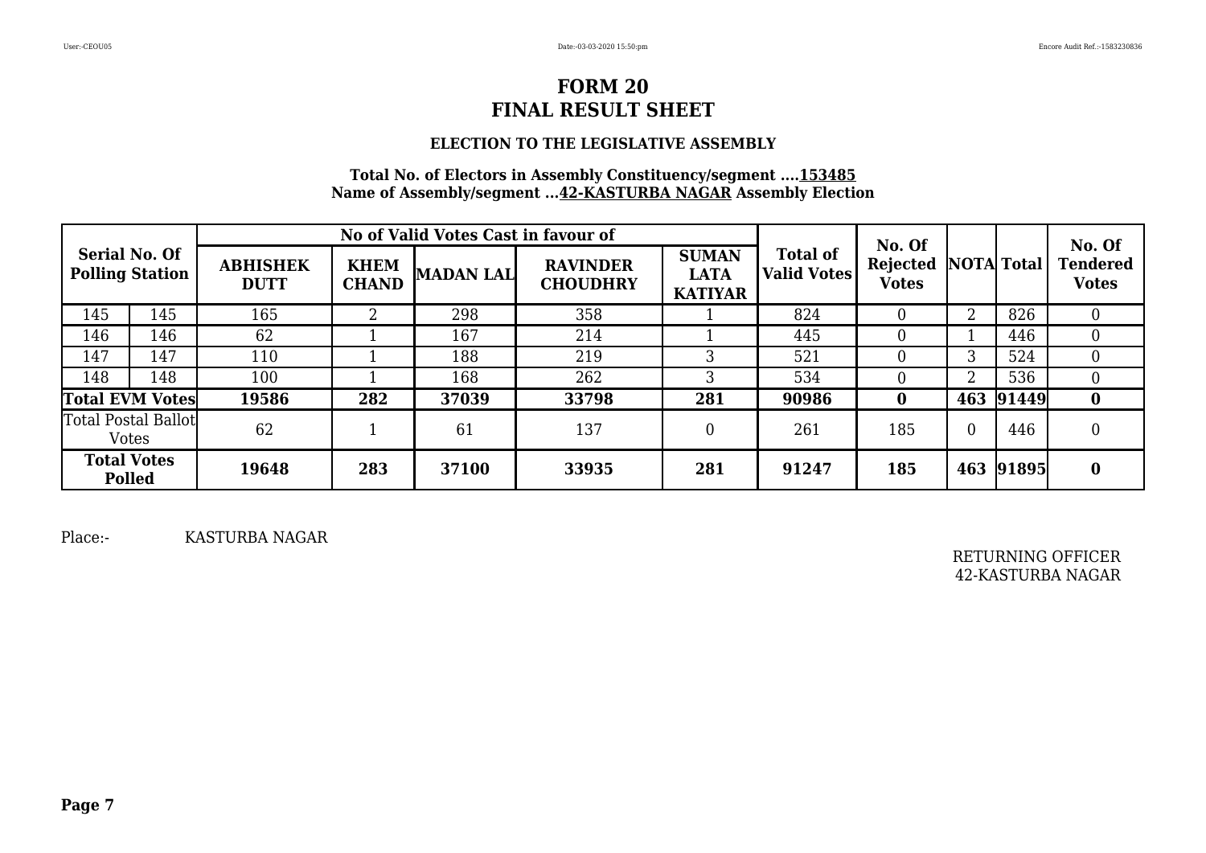# FORM 20
# FINAL RESULT SHEET

### ELECTION TO THE LEGISLATIVE ASSEMBLY

**Total No. of Electors in Assembly Constituency/segment ....153485**
**Name of Assembly/segment ...42-KASTURBA NAGAR Assembly Election**

| Serial No. Of Polling Station | | No of Valid Votes Cast in favour of | | | | | Total of Valid Votes | No. Of Rejected Votes | NOTA | Total | No. Of Tendered Votes |
|---|---|---|---|---|---|---|---|---|---|---|---|
| | | ABHISHEK DUTT | KHEM CHAND | MADAN LAL | RAVINDER CHOUDHRY | SUMAN LATA KATIYAR | | | | | |
| 145 | 145 | 165 | 2 | 298 | 358 | 1 | 824 | 0 | 2 | 826 | 0 |
| 146 | 146 | 62 | 1 | 167 | 214 | 1 | 445 | 0 | 1 | 446 | 0 |
| 147 | 147 | 110 | 1 | 188 | 219 | 3 | 521 | 0 | 3 | 524 | 0 |
| 148 | 148 | 100 | 1 | 168 | 262 | 3 | 534 | 0 | 2 | 536 | 0 |
| **Total EVM Votes** | | **19586** | **282** | **37039** | **33798** | **281** | **90986** | **0** | **463** | **91449** | **0** |
| Total Postal Ballot Votes | | 62 | 1 | 61 | 137 | 0 | 261 | 185 | 0 | 446 | 0 |
| **Total Votes Polled** | | **19648** | **283** | **37100** | **33935** | **281** | **91247** | **185** | **463** | **91895** | **0** |

Place:- KASTURBA NAGAR

RETURNING OFFICER
42-KASTURBA NAGAR